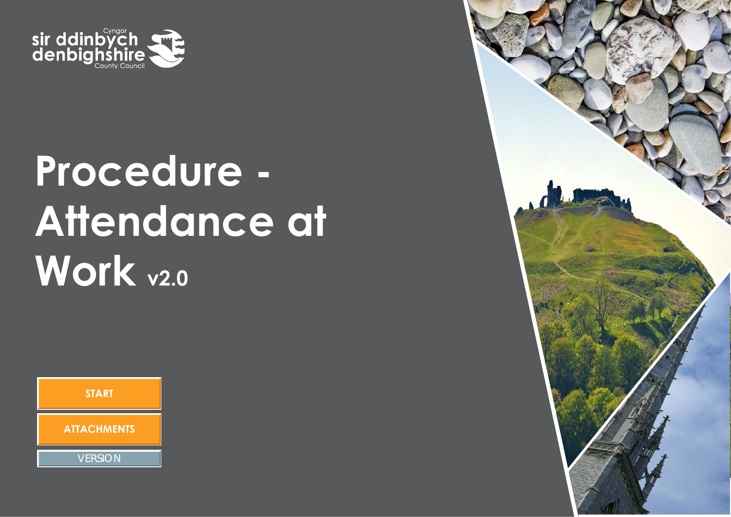Cyngor sir ddinbych denbighshire County Council

# Procedure - Attendance at Work v2.0

START

ATTACHMENTS

VERSION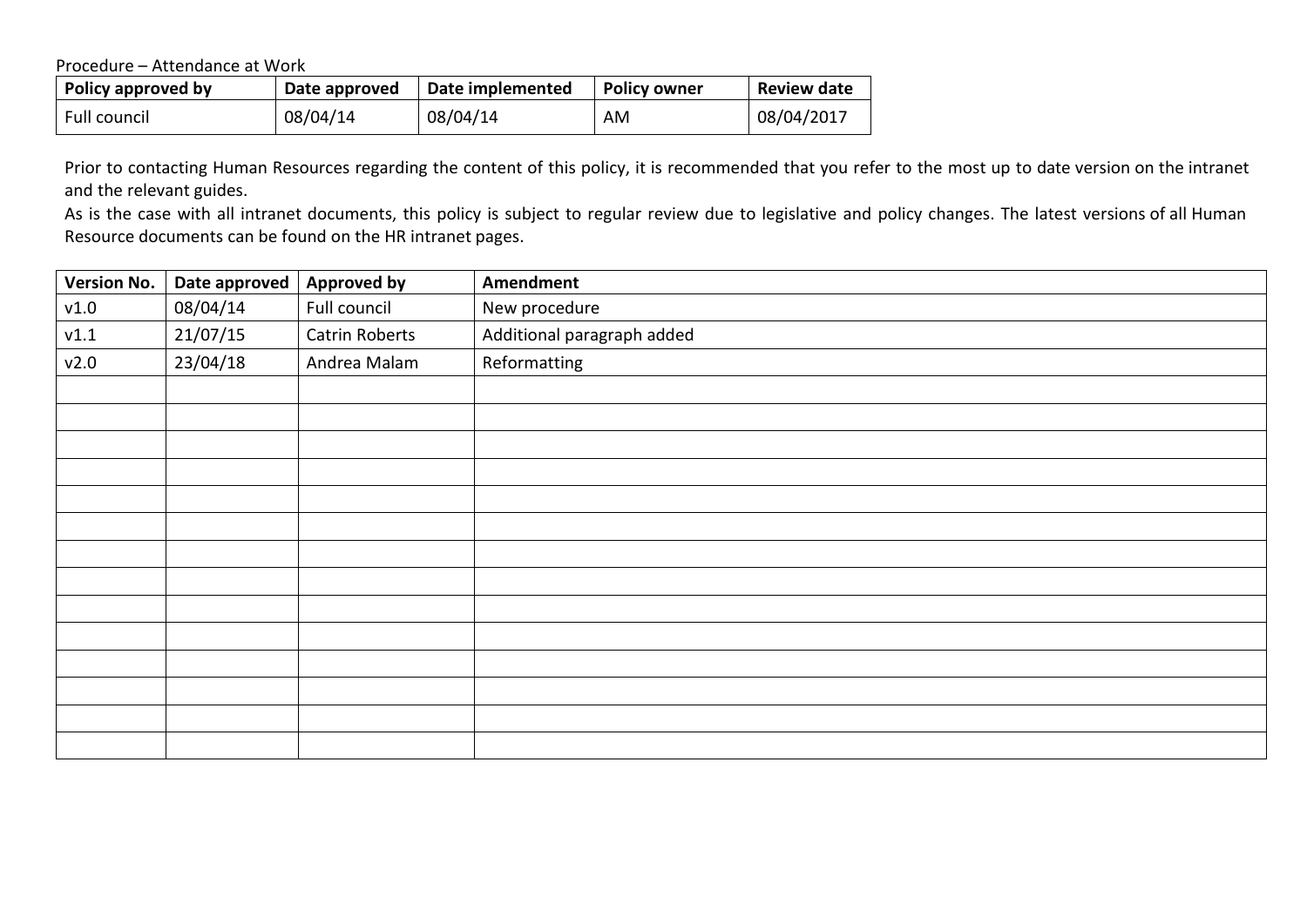Procedure – Attendance at Work

| Policy approved by | Date approved | Date implemented | Policy owner | Review date |
|---|---|---|---|---|
| Full council | 08/04/14 | 08/04/14 | AM | 08/04/2017 |

Prior to contacting Human Resources regarding the content of this policy, it is recommended that you refer to the most up to date version on the intranet and the relevant guides.

As is the case with all intranet documents, this policy is subject to regular review due to legislative and policy changes. The latest versions of all Human Resource documents can be found on the HR intranet pages.

| Version No. | Date approved | Approved by | Amendment |
|---|---|---|---|
| v1.0 | 08/04/14 | Full council | New procedure |
| v1.1 | 21/07/15 | Catrin Roberts | Additional paragraph added |
| v2.0 | 23/04/18 | Andrea Malam | Reformatting |
| | | | |
| | | | |
| | | | |
| | | | |
| | | | |
| | | | |
| | | | |
| | | | |
| | | | |
| | | | |
| | | | |
| | | | |
| | | | |
| | | | |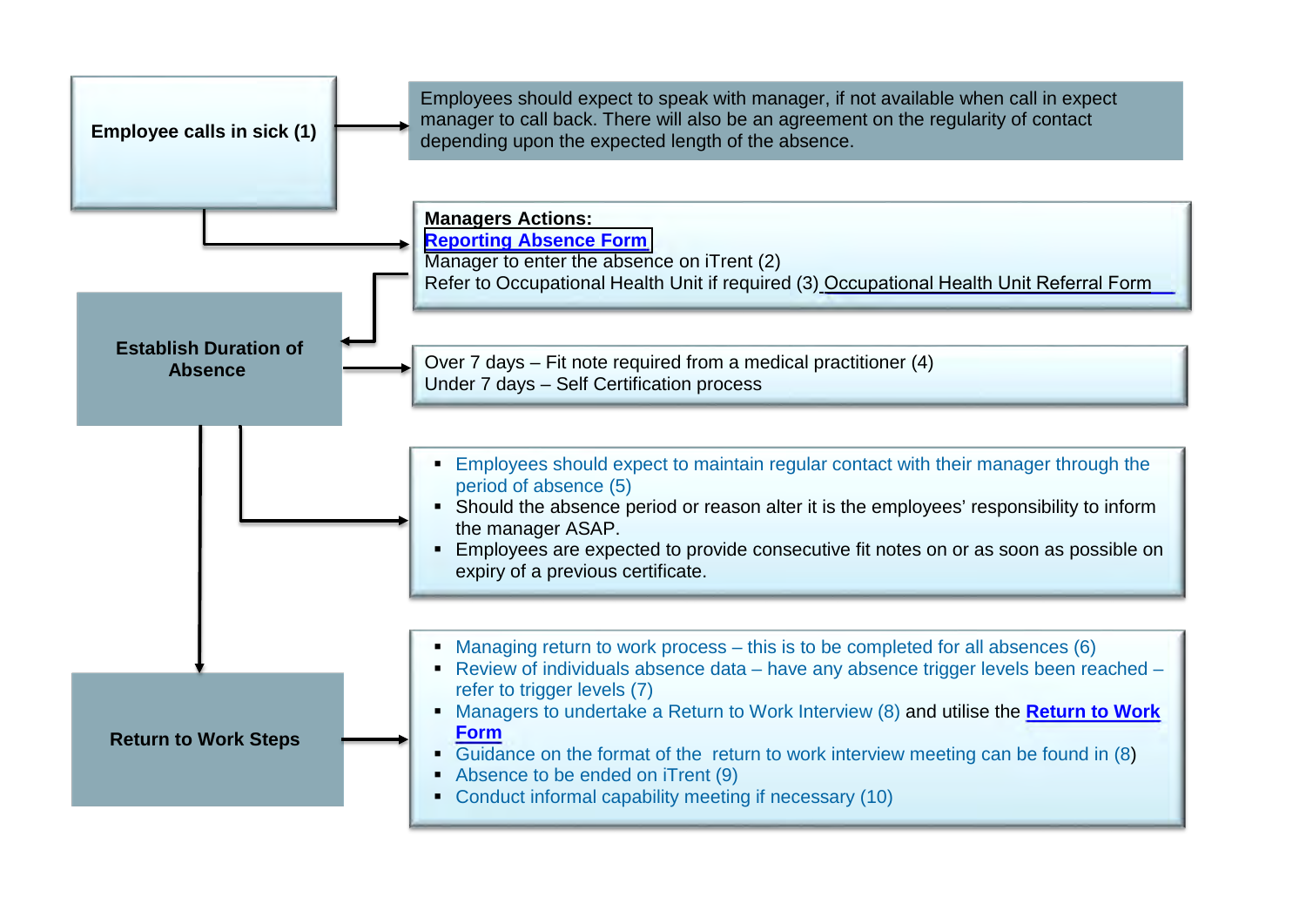**Employee calls in sick (1)**

Employees should expect to speak with manager, if not available when call in expect manager to call back. There will also be an agreement on the regularity of contact depending upon the expected length of the absence.

**Managers Actions:**
**Reporting Absence Form**
Manager to enter the absence on iTrent (2)
Refer to Occupational Health Unit if required (3) Occupational Health Unit Referral Form

**Establish Duration of Absence**

Over 7 days – Fit note required from a medical practitioner (4)
Under 7 days – Self Certification process

- Employees should expect to maintain regular contact with their manager through the period of absence (5)
- Should the absence period or reason alter it is the employees' responsibility to inform the manager ASAP.
- Employees are expected to provide consecutive fit notes on or as soon as possible on expiry of a previous certificate.

**Return to Work Steps**

- Managing return to work process – this is to be completed for all absences (6)
- Review of individuals absence data – have any absence trigger levels been reached – refer to trigger levels (7)
- Managers to undertake a Return to Work Interview (8) and utilise the **Return to Work Form**
- Guidance on the format of the return to work interview meeting can be found in (8)
- Absence to be ended on iTrent (9)
- Conduct informal capability meeting if necessary (10)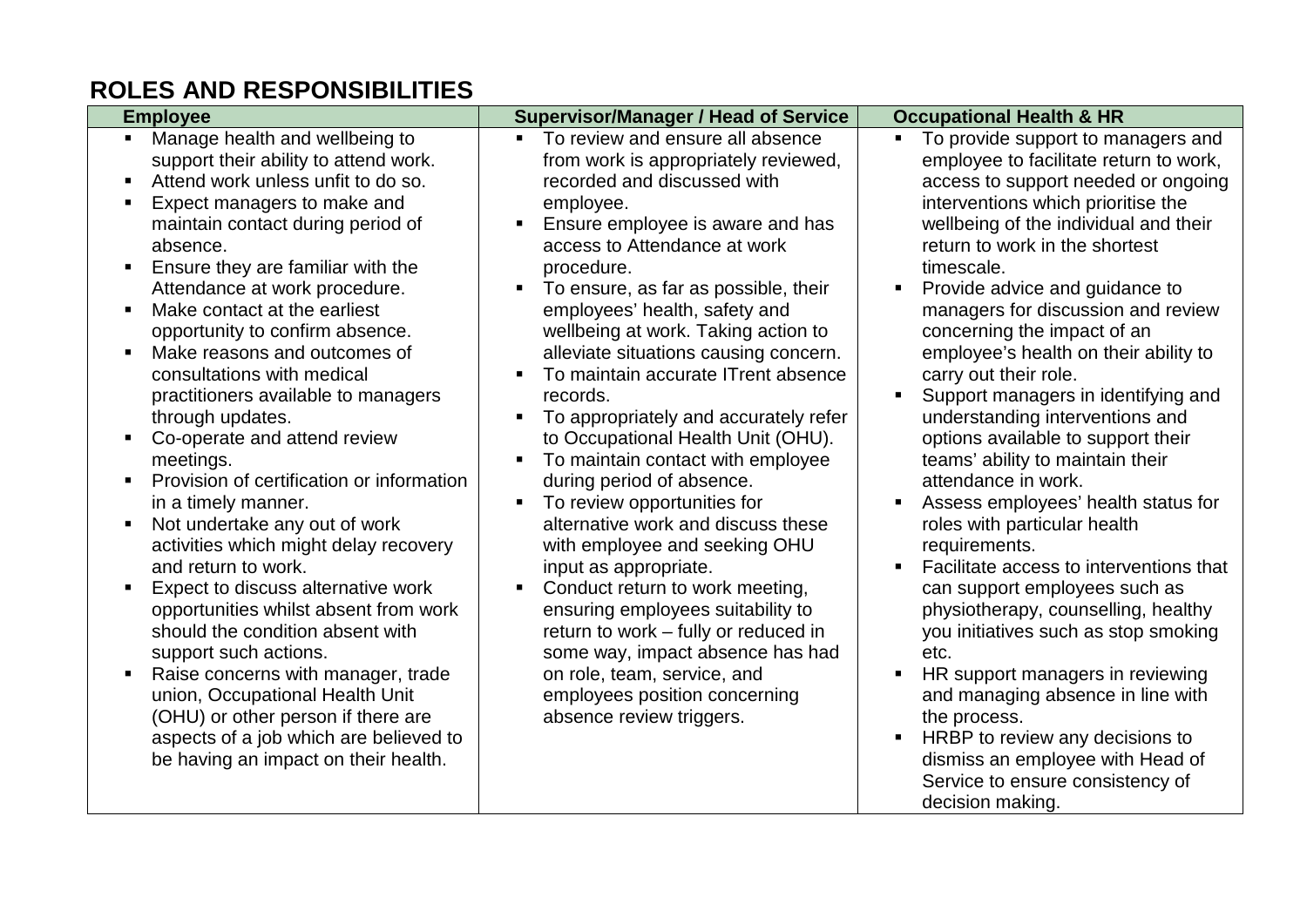# ROLES AND RESPONSIBILITIES

| Employee | Supervisor/Manager / Head of Service | Occupational Health & HR |
|---|---|---|
| ▪ Manage health and wellbeing to support their ability to attend work.<br>▪ Attend work unless unfit to do so.<br>▪ Expect managers to make and maintain contact during period of absence.<br>▪ Ensure they are familiar with the Attendance at work procedure.<br>▪ Make contact at the earliest opportunity to confirm absence.<br>▪ Make reasons and outcomes of consultations with medical practitioners available to managers through updates.<br>▪ Co-operate and attend review meetings.<br>▪ Provision of certification or information in a timely manner.<br>▪ Not undertake any out of work activities which might delay recovery and return to work.<br>▪ Expect to discuss alternative work opportunities whilst absent from work should the condition absent with support such actions.<br>▪ Raise concerns with manager, trade union, Occupational Health Unit (OHU) or other person if there are aspects of a job which are believed to be having an impact on their health. | ▪ To review and ensure all absence from work is appropriately reviewed, recorded and discussed with employee.<br>▪ Ensure employee is aware and has access to Attendance at work procedure.<br>▪ To ensure, as far as possible, their employees' health, safety and wellbeing at work. Taking action to alleviate situations causing concern.<br>▪ To maintain accurate ITrent absence records.<br>▪ To appropriately and accurately refer to Occupational Health Unit (OHU).<br>▪ To maintain contact with employee during period of absence.<br>▪ To review opportunities for alternative work and discuss these with employee and seeking OHU input as appropriate.<br>▪ Conduct return to work meeting, ensuring employees suitability to return to work – fully or reduced in some way, impact absence has had on role, team, service, and employees position concerning absence review triggers. | ▪ To provide support to managers and employee to facilitate return to work, access to support needed or ongoing interventions which prioritise the wellbeing of the individual and their return to work in the shortest timescale.<br>▪ Provide advice and guidance to managers for discussion and review concerning the impact of an employee's health on their ability to carry out their role.<br>▪ Support managers in identifying and understanding interventions and options available to support their teams' ability to maintain their attendance in work.<br>▪ Assess employees' health status for roles with particular health requirements.<br>▪ Facilitate access to interventions that can support employees such as physiotherapy, counselling, healthy you initiatives such as stop smoking etc.<br>▪ HR support managers in reviewing and managing absence in line with the process.<br>▪ HRBP to review any decisions to dismiss an employee with Head of Service to ensure consistency of decision making. |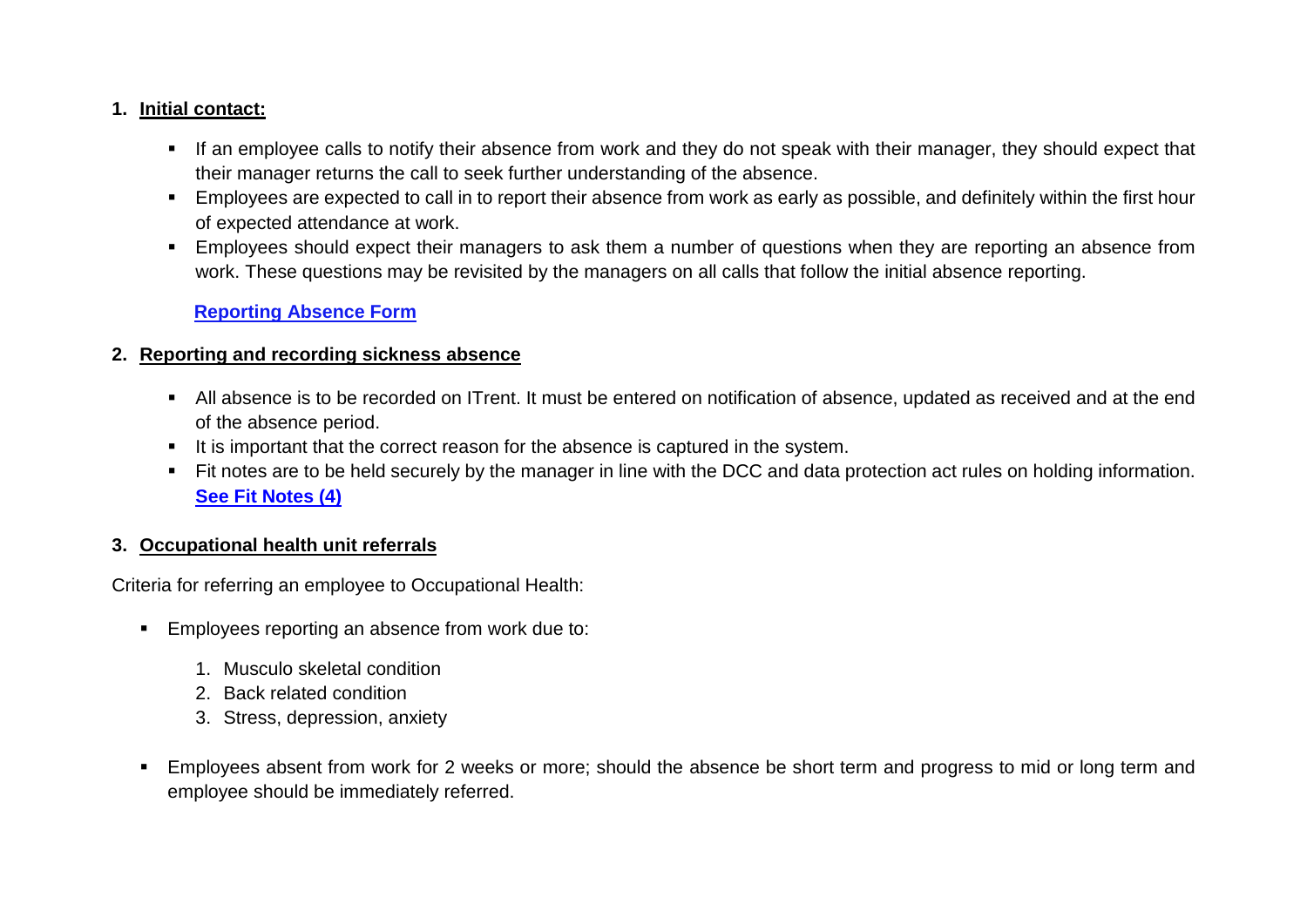1. **Initial contact:**

   - If an employee calls to notify their absence from work and they do not speak with their manager, they should expect that their manager returns the call to seek further understanding of the absence.
   - Employees are expected to call in to report their absence from work as early as possible, and definitely within the first hour of expected attendance at work.
   - Employees should expect their managers to ask them a number of questions when they are reporting an absence from work. These questions may be revisited by the managers on all calls that follow the initial absence reporting.

   **Reporting Absence Form**

2. **Reporting and recording sickness absence**

   - All absence is to be recorded on ITrent. It must be entered on notification of absence, updated as received and at the end of the absence period.
   - It is important that the correct reason for the absence is captured in the system.
   - Fit notes are to be held securely by the manager in line with the DCC and data protection act rules on holding information. **See Fit Notes (4)**

3. **Occupational health unit referrals**

Criteria for referring an employee to Occupational Health:

- Employees reporting an absence from work due to:

  1. Musculo skeletal condition
  2. Back related condition
  3. Stress, depression, anxiety

- Employees absent from work for 2 weeks or more; should the absence be short term and progress to mid or long term and employee should be immediately referred.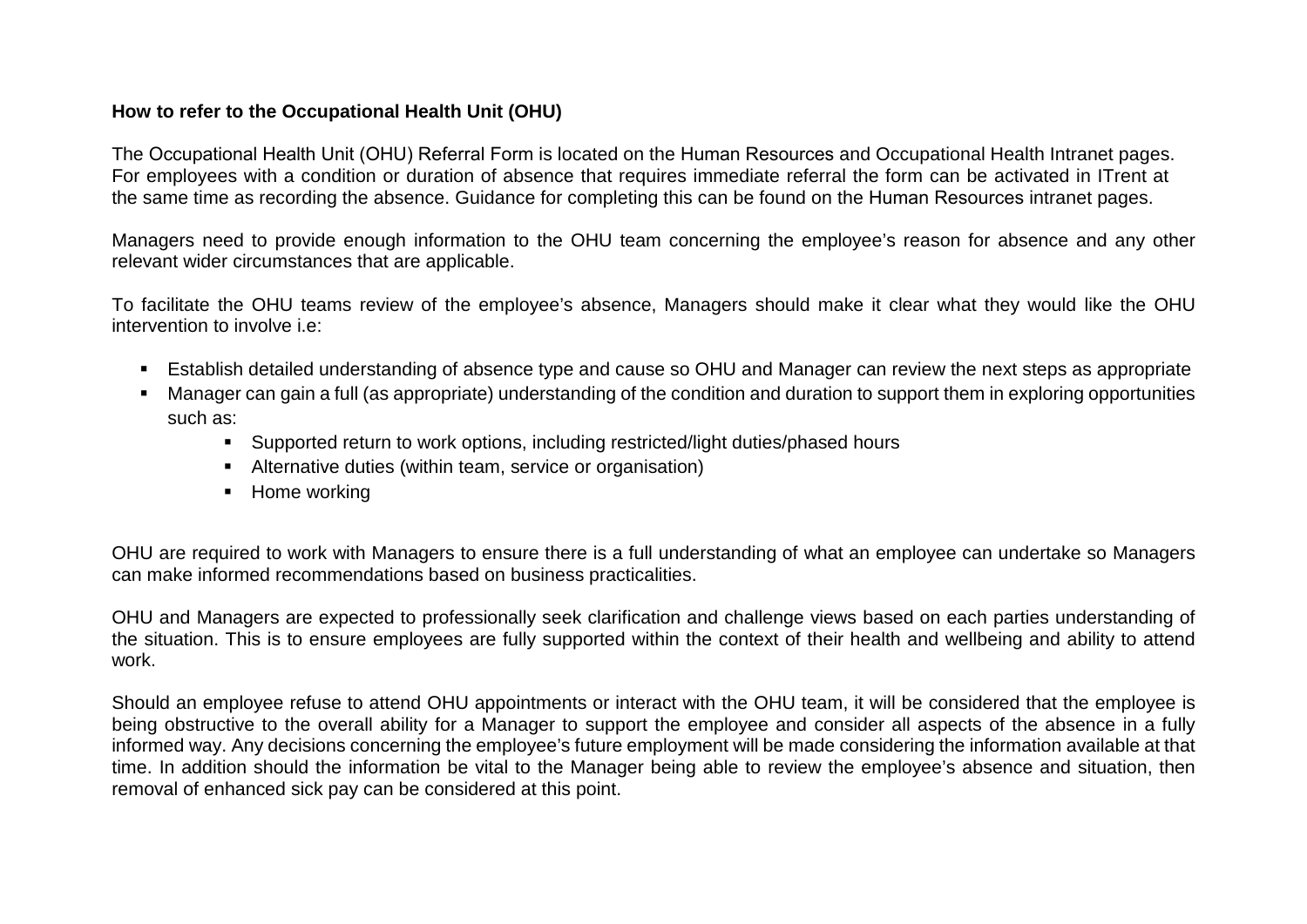**How to refer to the Occupational Health Unit (OHU)**

The Occupational Health Unit (OHU) Referral Form is located on the Human Resources and Occupational Health Intranet pages. For employees with a condition or duration of absence that requires immediate referral the form can be activated in ITrent at the same time as recording the absence. Guidance for completing this can be found on the Human Resources intranet pages.

Managers need to provide enough information to the OHU team concerning the employee's reason for absence and any other relevant wider circumstances that are applicable.

To facilitate the OHU teams review of the employee's absence, Managers should make it clear what they would like the OHU intervention to involve i.e:

- Establish detailed understanding of absence type and cause so OHU and Manager can review the next steps as appropriate
- Manager can gain a full (as appropriate) understanding of the condition and duration to support them in exploring opportunities such as:
    - Supported return to work options, including restricted/light duties/phased hours
    - Alternative duties (within team, service or organisation)
    - Home working

OHU are required to work with Managers to ensure there is a full understanding of what an employee can undertake so Managers can make informed recommendations based on business practicalities.

OHU and Managers are expected to professionally seek clarification and challenge views based on each parties understanding of the situation. This is to ensure employees are fully supported within the context of their health and wellbeing and ability to attend work.

Should an employee refuse to attend OHU appointments or interact with the OHU team, it will be considered that the employee is being obstructive to the overall ability for a Manager to support the employee and consider all aspects of the absence in a fully informed way. Any decisions concerning the employee's future employment will be made considering the information available at that time. In addition should the information be vital to the Manager being able to review the employee's absence and situation, then removal of enhanced sick pay can be considered at this point.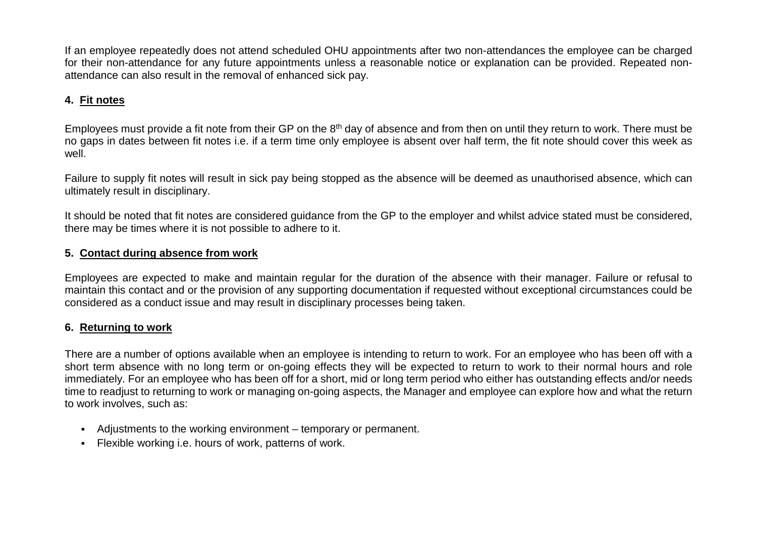If an employee repeatedly does not attend scheduled OHU appointments after two non-attendances the employee can be charged for their non-attendance for any future appointments unless a reasonable notice or explanation can be provided. Repeated non-attendance can also result in the removal of enhanced sick pay.

## 4. Fit notes

Employees must provide a fit note from their GP on the 8th day of absence and from then on until they return to work. There must be no gaps in dates between fit notes i.e. if a term time only employee is absent over half term, the fit note should cover this week as well.

Failure to supply fit notes will result in sick pay being stopped as the absence will be deemed as unauthorised absence, which can ultimately result in disciplinary.

It should be noted that fit notes are considered guidance from the GP to the employer and whilst advice stated must be considered, there may be times where it is not possible to adhere to it.

## 5. Contact during absence from work

Employees are expected to make and maintain regular for the duration of the absence with their manager. Failure or refusal to maintain this contact and or the provision of any supporting documentation if requested without exceptional circumstances could be considered as a conduct issue and may result in disciplinary processes being taken.

## 6. Returning to work

There are a number of options available when an employee is intending to return to work. For an employee who has been off with a short term absence with no long term or on-going effects they will be expected to return to work to their normal hours and role immediately. For an employee who has been off for a short, mid or long term period who either has outstanding effects and/or needs time to readjust to returning to work or managing on-going aspects, the Manager and employee can explore how and what the return to work involves, such as:

- Adjustments to the working environment – temporary or permanent.
- Flexible working i.e. hours of work, patterns of work.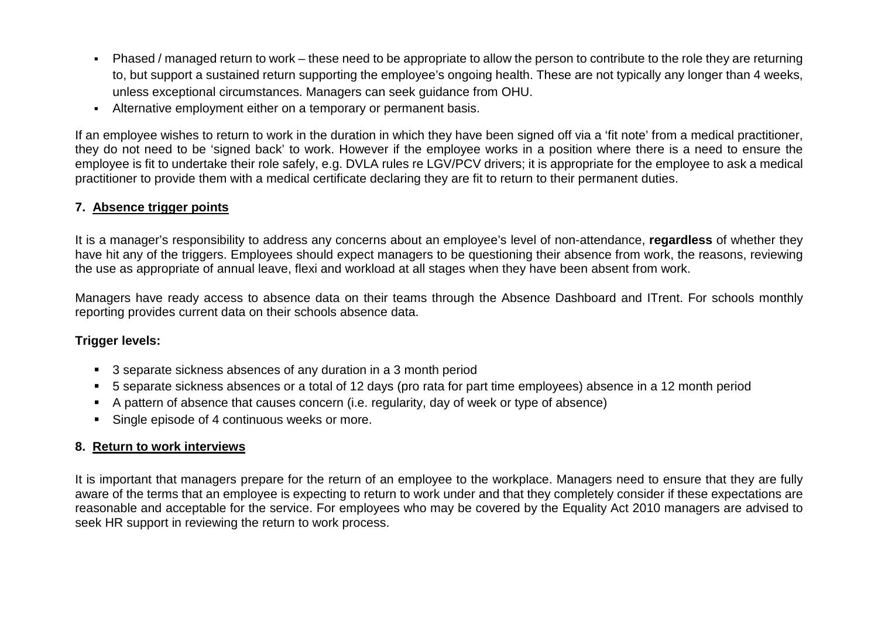- Phased / managed return to work – these need to be appropriate to allow the person to contribute to the role they are returning to, but support a sustained return supporting the employee's ongoing health. These are not typically any longer than 4 weeks, unless exceptional circumstances. Managers can seek guidance from OHU.
- Alternative employment either on a temporary or permanent basis.

If an employee wishes to return to work in the duration in which they have been signed off via a 'fit note' from a medical practitioner, they do not need to be 'signed back' to work. However if the employee works in a position where there is a need to ensure the employee is fit to undertake their role safely, e.g. DVLA rules re LGV/PCV drivers; it is appropriate for the employee to ask a medical practitioner to provide them with a medical certificate declaring they are fit to return to their permanent duties.

## 7. Absence trigger points

It is a manager's responsibility to address any concerns about an employee's level of non-attendance, **regardless** of whether they have hit any of the triggers. Employees should expect managers to be questioning their absence from work, the reasons, reviewing the use as appropriate of annual leave, flexi and workload at all stages when they have been absent from work.

Managers have ready access to absence data on their teams through the Absence Dashboard and ITrent. For schools monthly reporting provides current data on their schools absence data.

**Trigger levels:**

- 3 separate sickness absences of any duration in a 3 month period
- 5 separate sickness absences or a total of 12 days (pro rata for part time employees) absence in a 12 month period
- A pattern of absence that causes concern (i.e. regularity, day of week or type of absence)
- Single episode of 4 continuous weeks or more.

## 8. Return to work interviews

It is important that managers prepare for the return of an employee to the workplace. Managers need to ensure that they are fully aware of the terms that an employee is expecting to return to work under and that they completely consider if these expectations are reasonable and acceptable for the service. For employees who may be covered by the Equality Act 2010 managers are advised to seek HR support in reviewing the return to work process.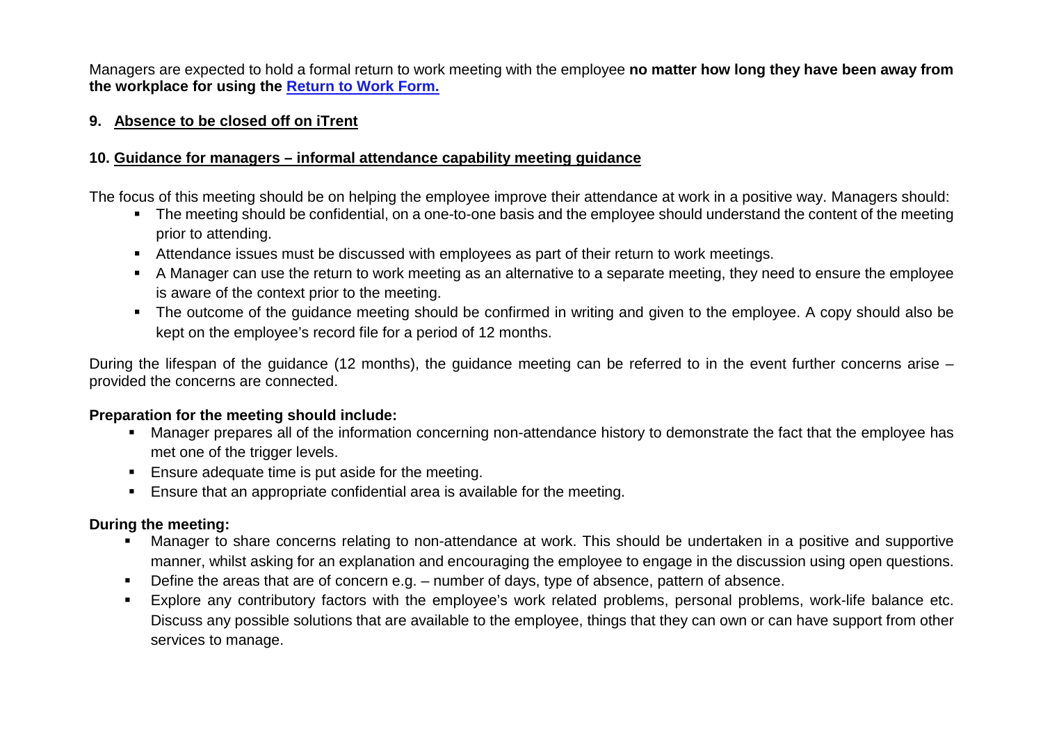Managers are expected to hold a formal return to work meeting with the employee **no matter how long they have been away from the workplace for using the Return to Work Form.**

## 9. Absence to be closed off on iTrent

## 10. Guidance for managers – informal attendance capability meeting guidance

The focus of this meeting should be on helping the employee improve their attendance at work in a positive way. Managers should:

- The meeting should be confidential, on a one-to-one basis and the employee should understand the content of the meeting prior to attending.
- Attendance issues must be discussed with employees as part of their return to work meetings.
- A Manager can use the return to work meeting as an alternative to a separate meeting, they need to ensure the employee is aware of the context prior to the meeting.
- The outcome of the guidance meeting should be confirmed in writing and given to the employee. A copy should also be kept on the employee's record file for a period of 12 months.

During the lifespan of the guidance (12 months), the guidance meeting can be referred to in the event further concerns arise – provided the concerns are connected.

**Preparation for the meeting should include:**

- Manager prepares all of the information concerning non-attendance history to demonstrate the fact that the employee has met one of the trigger levels.
- Ensure adequate time is put aside for the meeting.
- Ensure that an appropriate confidential area is available for the meeting.

**During the meeting:**

- Manager to share concerns relating to non-attendance at work. This should be undertaken in a positive and supportive manner, whilst asking for an explanation and encouraging the employee to engage in the discussion using open questions.
- Define the areas that are of concern e.g. – number of days, type of absence, pattern of absence.
- Explore any contributory factors with the employee's work related problems, personal problems, work-life balance etc. Discuss any possible solutions that are available to the employee, things that they can own or can have support from other services to manage.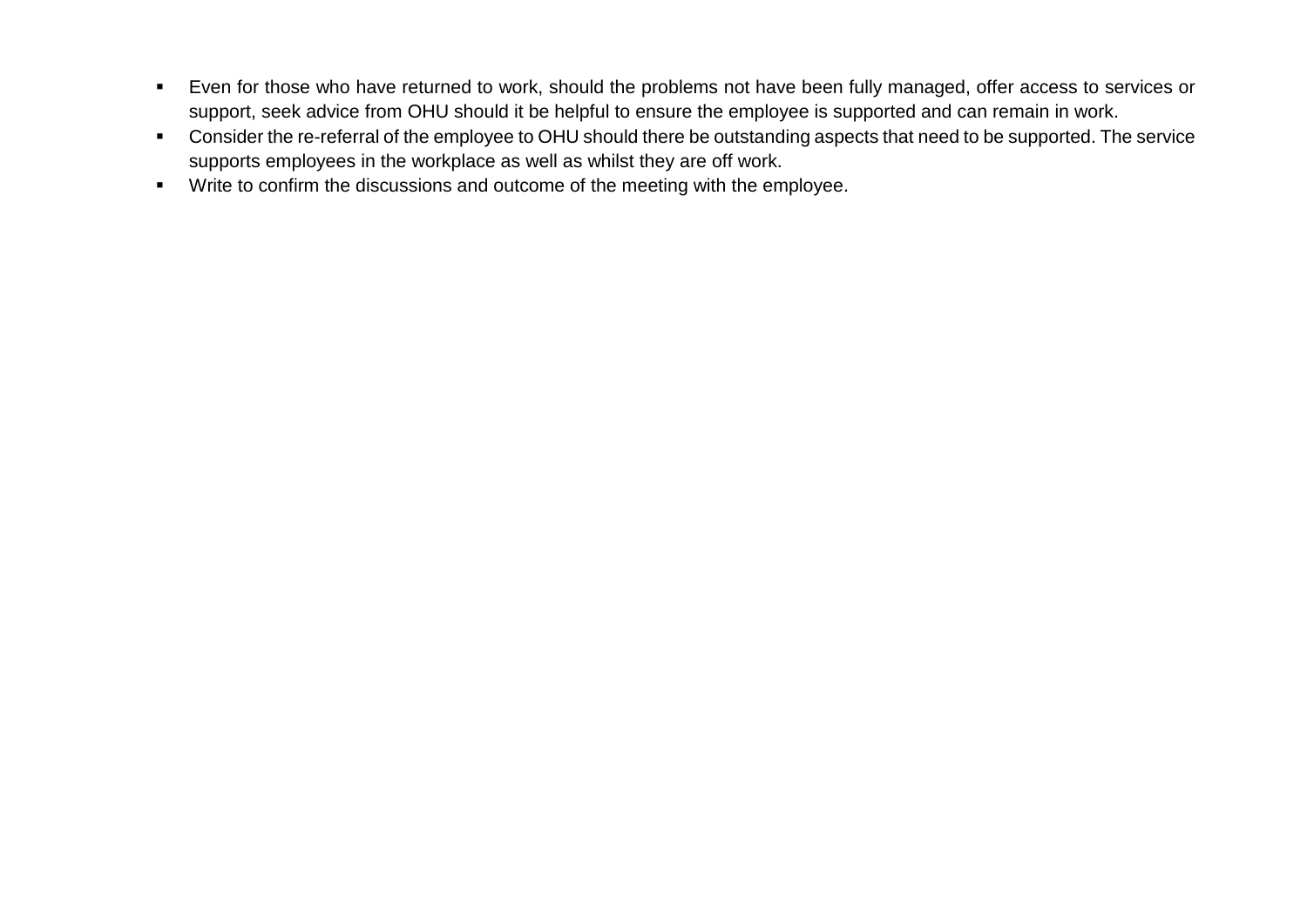- Even for those who have returned to work, should the problems not have been fully managed, offer access to services or support, seek advice from OHU should it be helpful to ensure the employee is supported and can remain in work.
- Consider the re-referral of the employee to OHU should there be outstanding aspects that need to be supported. The service supports employees in the workplace as well as whilst they are off work.
- Write to confirm the discussions and outcome of the meeting with the employee.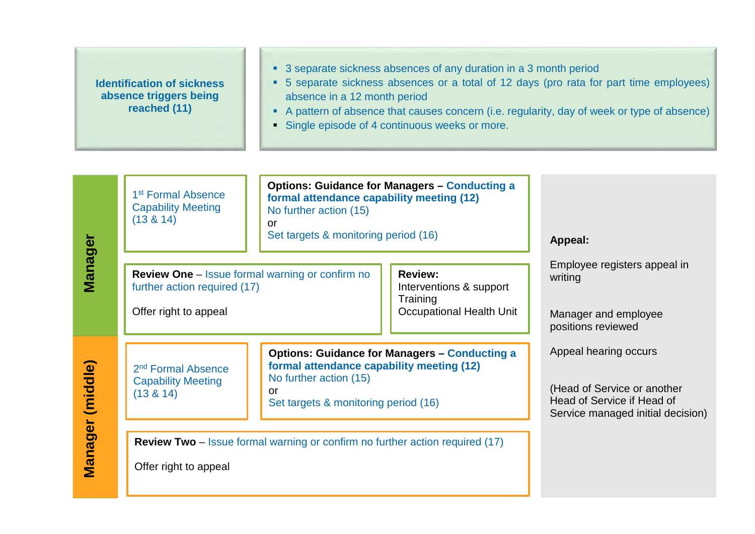**Identification of sickness absence triggers being reached (11)**

- 3 separate sickness absences of any duration in a 3 month period
- 5 separate sickness absences or a total of 12 days (pro rata for part time employees) absence in a 12 month period
- A pattern of absence that causes concern (i.e. regularity, day of week or type of absence)
- Single episode of 4 continuous weeks or more.

## Manager

1st Formal Absence Capability Meeting (13 & 14)

**Options: Guidance for Managers – Conducting a formal attendance capability meeting (12)**
No further action (15)
or
Set targets & monitoring period (16)

**Review One** – Issue formal warning or confirm no further action required (17)

Offer right to appeal

**Review:**
Interventions & support
Training
Occupational Health Unit

## Manager (middle)

2nd Formal Absence Capability Meeting (13 & 14)

**Options: Guidance for Managers – Conducting a formal attendance capability meeting (12)**
No further action (15)
or
Set targets & monitoring period (16)

**Review Two** – Issue formal warning or confirm no further action required (17)

Offer right to appeal

## Appeal

**Appeal:**

Employee registers appeal in writing

Manager and employee positions reviewed

Appeal hearing occurs

(Head of Service or another Head of Service if Head of Service managed initial decision)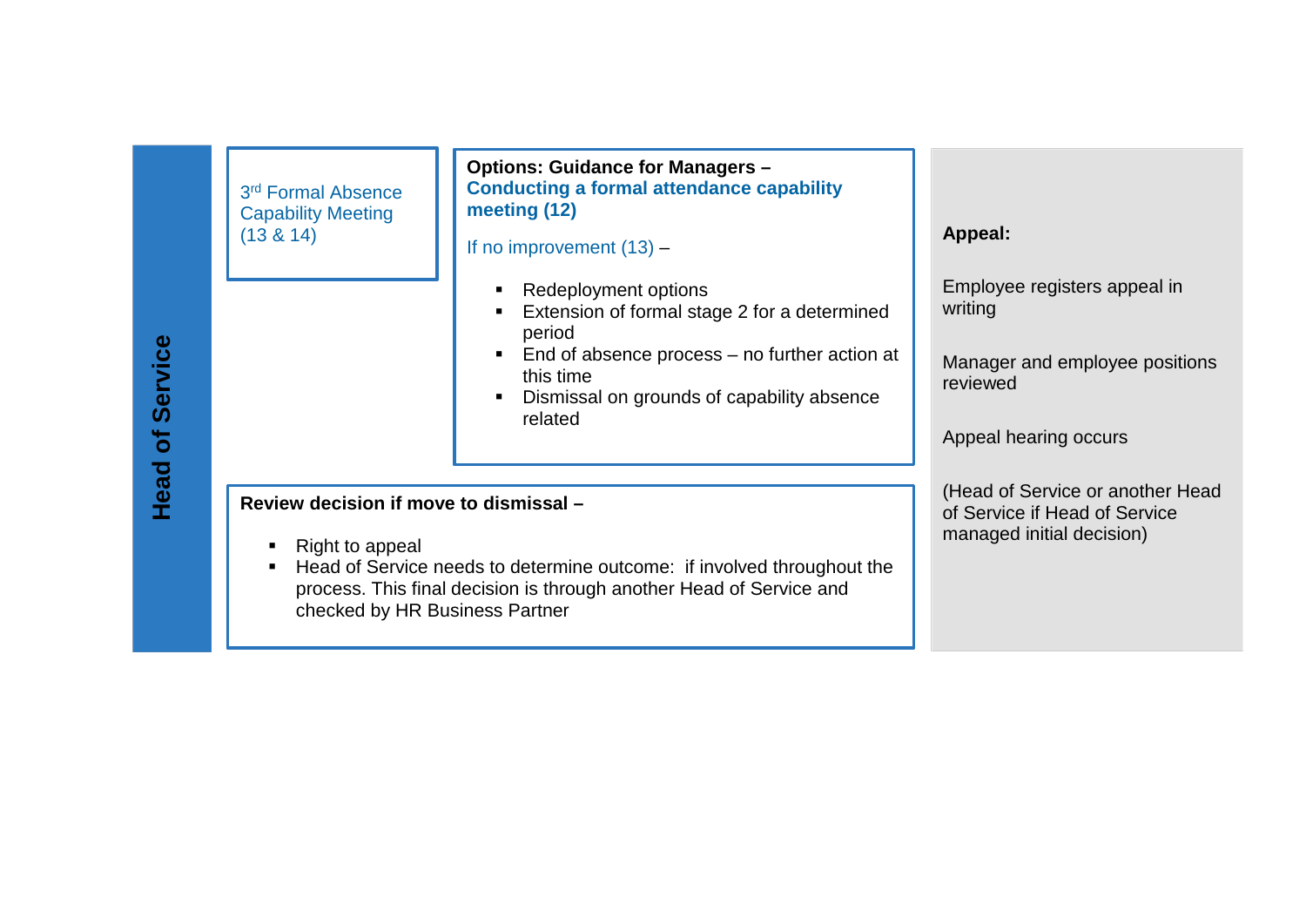**Head of Service**

3rd Formal Absence Capability Meeting (13 & 14)

**Options: Guidance for Managers –**
**Conducting a formal attendance capability meeting (12)**

If no improvement (13) –

- Redeployment options
- Extension of formal stage 2 for a determined period
- End of absence process – no further action at this time
- Dismissal on grounds of capability absence related

**Review decision if move to dismissal –**

- Right to appeal
- Head of Service needs to determine outcome: if involved throughout the process. This final decision is through another Head of Service and checked by HR Business Partner

**Appeal:**

Employee registers appeal in writing

Manager and employee positions reviewed

Appeal hearing occurs

(Head of Service or another Head of Service if Head of Service managed initial decision)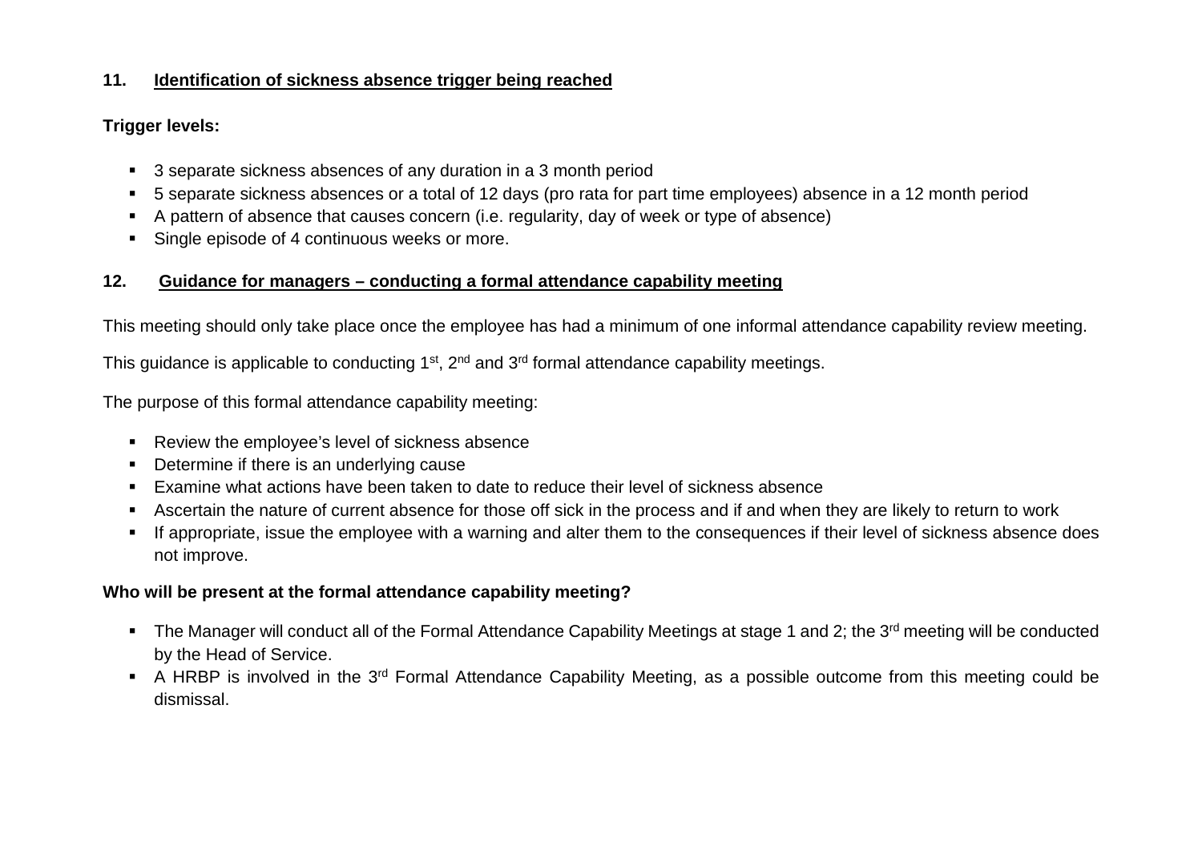## 11. Identification of sickness absence trigger being reached

**Trigger levels:**

- 3 separate sickness absences of any duration in a 3 month period
- 5 separate sickness absences or a total of 12 days (pro rata for part time employees) absence in a 12 month period
- A pattern of absence that causes concern (i.e. regularity, day of week or type of absence)
- Single episode of 4 continuous weeks or more.

## 12. Guidance for managers – conducting a formal attendance capability meeting

This meeting should only take place once the employee has had a minimum of one informal attendance capability review meeting.

This guidance is applicable to conducting 1st, 2nd and 3rd formal attendance capability meetings.

The purpose of this formal attendance capability meeting:

- Review the employee's level of sickness absence
- Determine if there is an underlying cause
- Examine what actions have been taken to date to reduce their level of sickness absence
- Ascertain the nature of current absence for those off sick in the process and if and when they are likely to return to work
- If appropriate, issue the employee with a warning and alter them to the consequences if their level of sickness absence does not improve.

**Who will be present at the formal attendance capability meeting?**

- The Manager will conduct all of the Formal Attendance Capability Meetings at stage 1 and 2; the 3rd meeting will be conducted by the Head of Service.
- A HRBP is involved in the 3rd Formal Attendance Capability Meeting, as a possible outcome from this meeting could be dismissal.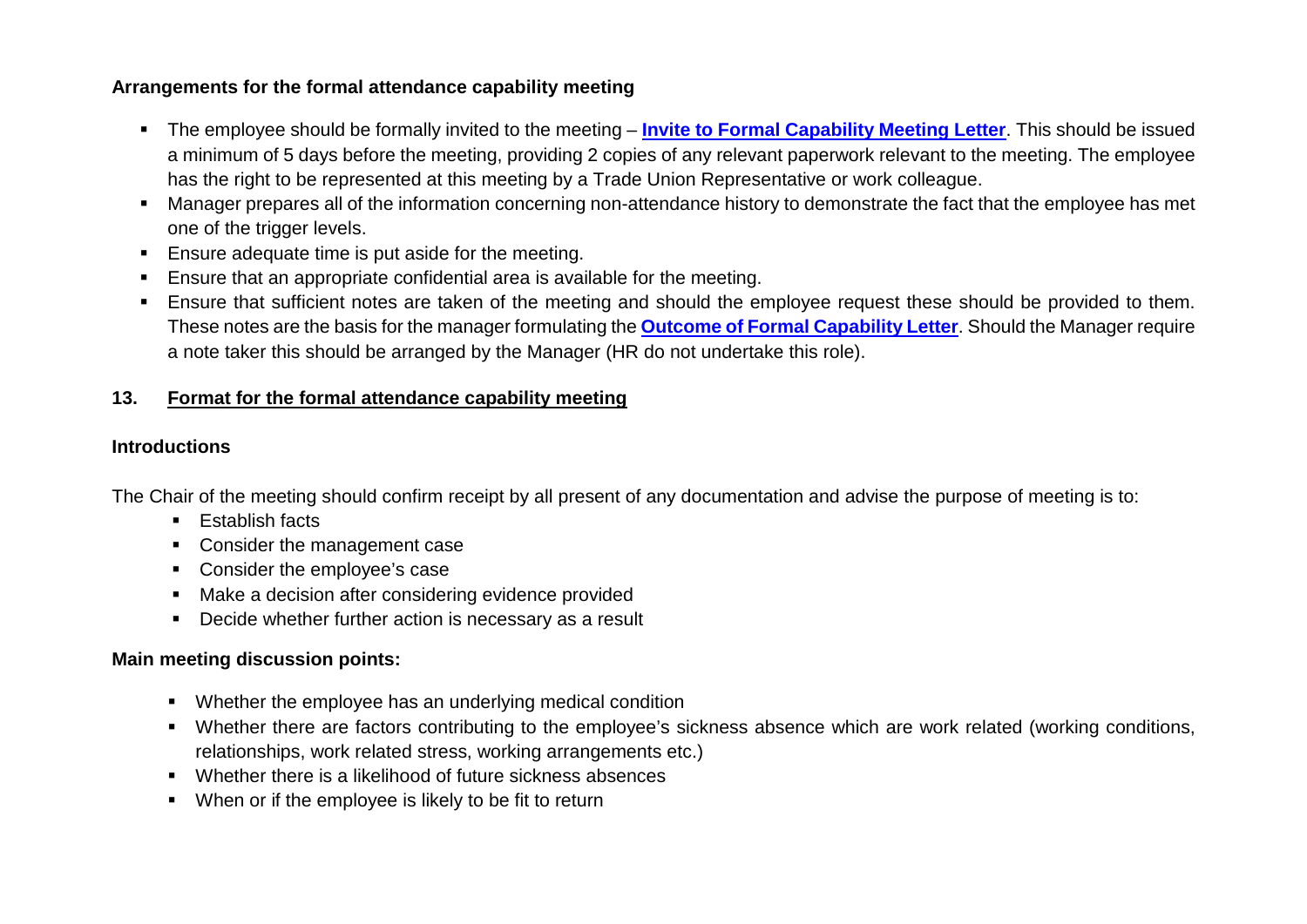**Arrangements for the formal attendance capability meeting**

- The employee should be formally invited to the meeting – **Invite to Formal Capability Meeting Letter**. This should be issued a minimum of 5 days before the meeting, providing 2 copies of any relevant paperwork relevant to the meeting. The employee has the right to be represented at this meeting by a Trade Union Representative or work colleague.
- Manager prepares all of the information concerning non-attendance history to demonstrate the fact that the employee has met one of the trigger levels.
- Ensure adequate time is put aside for the meeting.
- Ensure that an appropriate confidential area is available for the meeting.
- Ensure that sufficient notes are taken of the meeting and should the employee request these should be provided to them. These notes are the basis for the manager formulating the **Outcome of Formal Capability Letter**. Should the Manager require a note taker this should be arranged by the Manager (HR do not undertake this role).

## 13. Format for the formal attendance capability meeting

**Introductions**

The Chair of the meeting should confirm receipt by all present of any documentation and advise the purpose of meeting is to:

- Establish facts
- Consider the management case
- Consider the employee's case
- Make a decision after considering evidence provided
- Decide whether further action is necessary as a result

**Main meeting discussion points:**

- Whether the employee has an underlying medical condition
- Whether there are factors contributing to the employee's sickness absence which are work related (working conditions, relationships, work related stress, working arrangements etc.)
- Whether there is a likelihood of future sickness absences
- When or if the employee is likely to be fit to return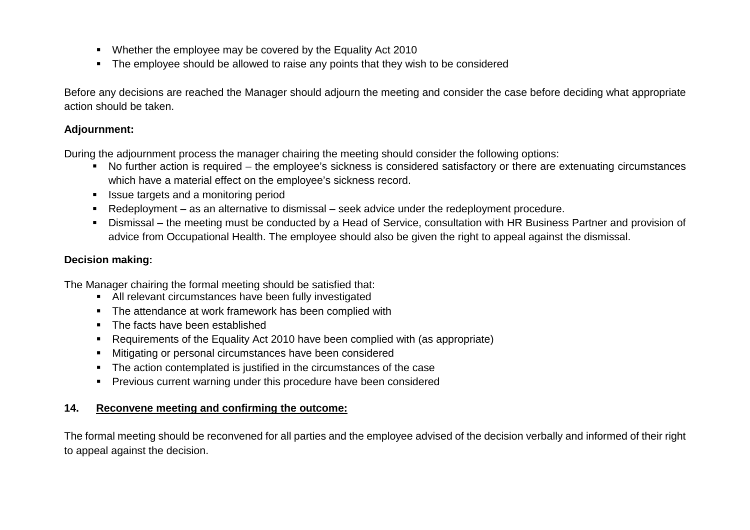- Whether the employee may be covered by the Equality Act 2010
- The employee should be allowed to raise any points that they wish to be considered

Before any decisions are reached the Manager should adjourn the meeting and consider the case before deciding what appropriate action should be taken.

**Adjournment:**

During the adjournment process the manager chairing the meeting should consider the following options:

- No further action is required – the employee's sickness is considered satisfactory or there are extenuating circumstances which have a material effect on the employee's sickness record.
- Issue targets and a monitoring period
- Redeployment – as an alternative to dismissal – seek advice under the redeployment procedure.
- Dismissal – the meeting must be conducted by a Head of Service, consultation with HR Business Partner and provision of advice from Occupational Health. The employee should also be given the right to appeal against the dismissal.

**Decision making:**

The Manager chairing the formal meeting should be satisfied that:

- All relevant circumstances have been fully investigated
- The attendance at work framework has been complied with
- The facts have been established
- Requirements of the Equality Act 2010 have been complied with (as appropriate)
- Mitigating or personal circumstances have been considered
- The action contemplated is justified in the circumstances of the case
- Previous current warning under this procedure have been considered

## 14. Reconvene meeting and confirming the outcome:

The formal meeting should be reconvened for all parties and the employee advised of the decision verbally and informed of their right to appeal against the decision.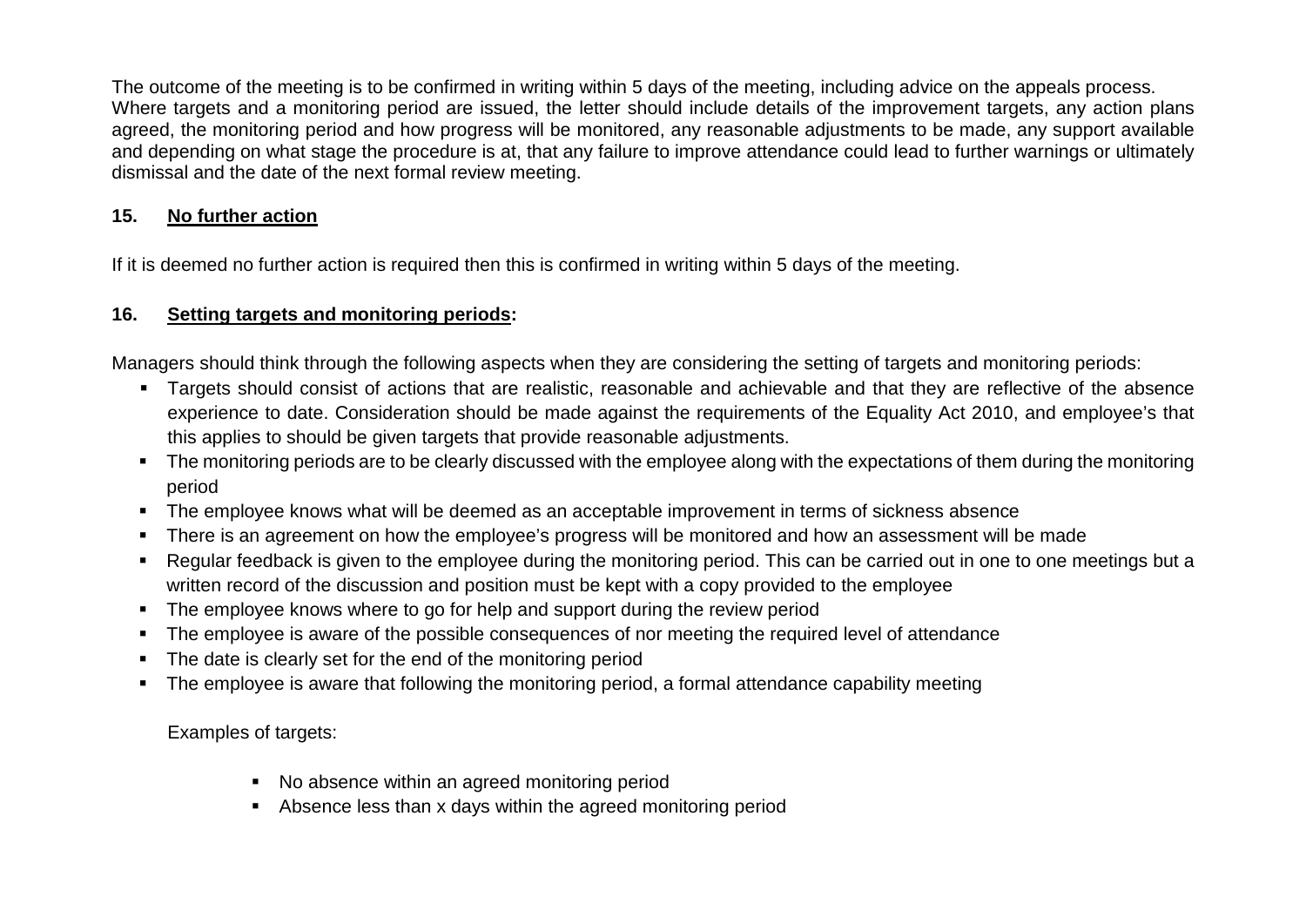The outcome of the meeting is to be confirmed in writing within 5 days of the meeting, including advice on the appeals process. Where targets and a monitoring period are issued, the letter should include details of the improvement targets, any action plans agreed, the monitoring period and how progress will be monitored, any reasonable adjustments to be made, any support available and depending on what stage the procedure is at, that any failure to improve attendance could lead to further warnings or ultimately dismissal and the date of the next formal review meeting.

## 15. No further action

If it is deemed no further action is required then this is confirmed in writing within 5 days of the meeting.

## 16. Setting targets and monitoring periods:

Managers should think through the following aspects when they are considering the setting of targets and monitoring periods:

- Targets should consist of actions that are realistic, reasonable and achievable and that they are reflective of the absence experience to date. Consideration should be made against the requirements of the Equality Act 2010, and employee's that this applies to should be given targets that provide reasonable adjustments.
- The monitoring periods are to be clearly discussed with the employee along with the expectations of them during the monitoring period
- The employee knows what will be deemed as an acceptable improvement in terms of sickness absence
- There is an agreement on how the employee's progress will be monitored and how an assessment will be made
- Regular feedback is given to the employee during the monitoring period. This can be carried out in one to one meetings but a written record of the discussion and position must be kept with a copy provided to the employee
- The employee knows where to go for help and support during the review period
- The employee is aware of the possible consequences of nor meeting the required level of attendance
- The date is clearly set for the end of the monitoring period
- The employee is aware that following the monitoring period, a formal attendance capability meeting

Examples of targets:

- No absence within an agreed monitoring period
- Absence less than x days within the agreed monitoring period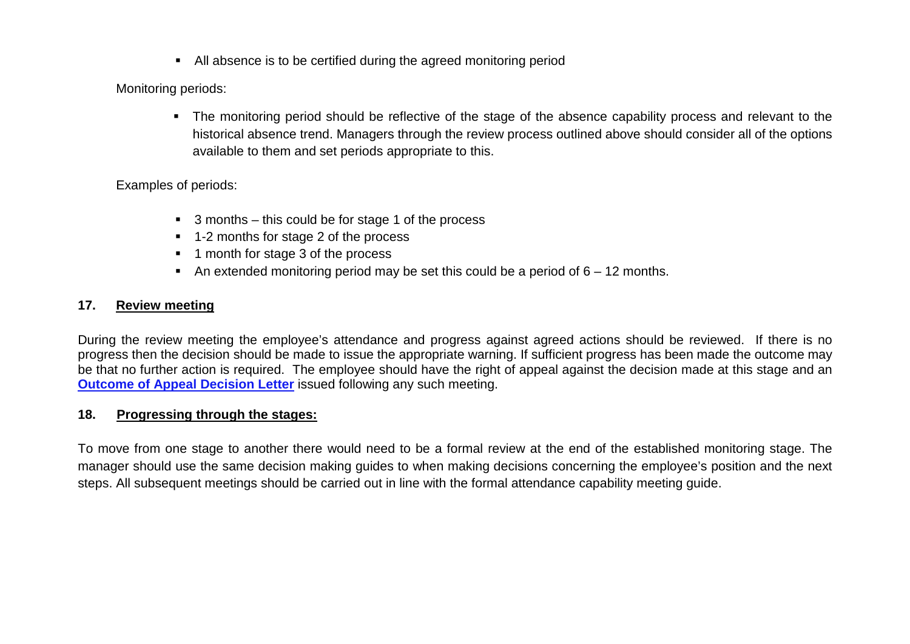- All absence is to be certified during the agreed monitoring period

Monitoring periods:

- The monitoring period should be reflective of the stage of the absence capability process and relevant to the historical absence trend. Managers through the review process outlined above should consider all of the options available to them and set periods appropriate to this.

Examples of periods:

- 3 months – this could be for stage 1 of the process
- 1-2 months for stage 2 of the process
- 1 month for stage 3 of the process
- An extended monitoring period may be set this could be a period of 6 – 12 months.

## 17. Review meeting

During the review meeting the employee's attendance and progress against agreed actions should be reviewed. If there is no progress then the decision should be made to issue the appropriate warning. If sufficient progress has been made the outcome may be that no further action is required. The employee should have the right of appeal against the decision made at this stage and an **Outcome of Appeal Decision Letter** issued following any such meeting.

## 18. Progressing through the stages:

To move from one stage to another there would need to be a formal review at the end of the established monitoring stage. The manager should use the same decision making guides to when making decisions concerning the employee's position and the next steps. All subsequent meetings should be carried out in line with the formal attendance capability meeting guide.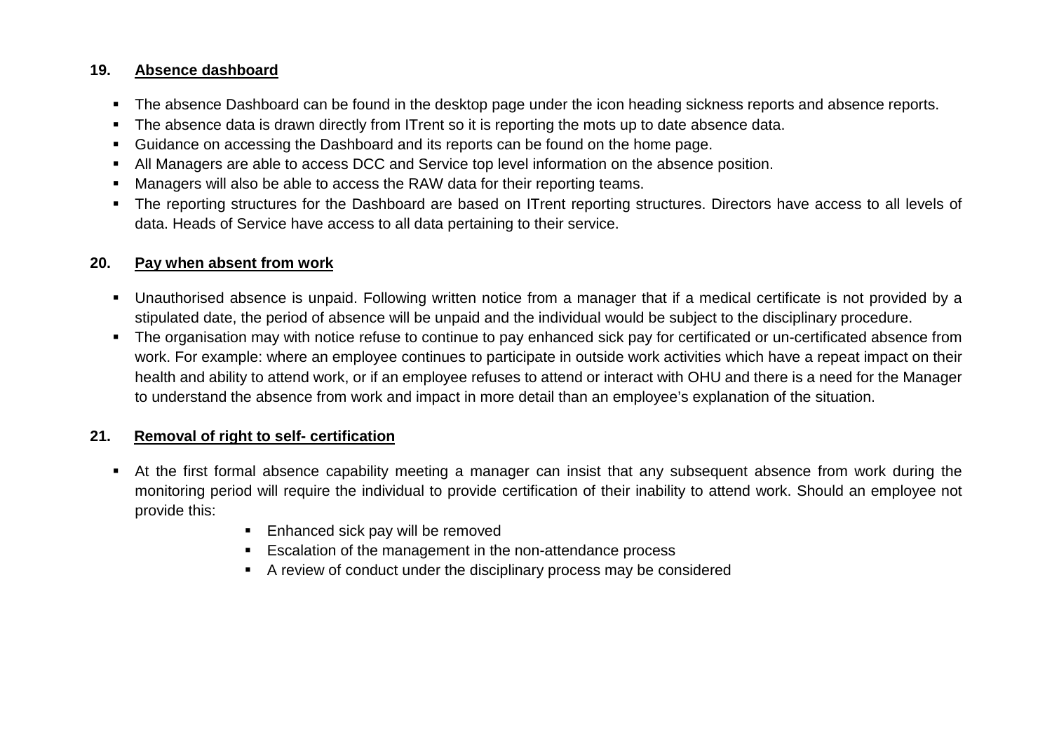## 19. Absence dashboard

- The absence Dashboard can be found in the desktop page under the icon heading sickness reports and absence reports.
- The absence data is drawn directly from ITrent so it is reporting the mots up to date absence data.
- Guidance on accessing the Dashboard and its reports can be found on the home page.
- All Managers are able to access DCC and Service top level information on the absence position.
- Managers will also be able to access the RAW data for their reporting teams.
- The reporting structures for the Dashboard are based on ITrent reporting structures. Directors have access to all levels of data. Heads of Service have access to all data pertaining to their service.

## 20. Pay when absent from work

- Unauthorised absence is unpaid. Following written notice from a manager that if a medical certificate is not provided by a stipulated date, the period of absence will be unpaid and the individual would be subject to the disciplinary procedure.
- The organisation may with notice refuse to continue to pay enhanced sick pay for certificated or un-certificated absence from work. For example: where an employee continues to participate in outside work activities which have a repeat impact on their health and ability to attend work, or if an employee refuses to attend or interact with OHU and there is a need for the Manager to understand the absence from work and impact in more detail than an employee's explanation of the situation.

## 21. Removal of right to self- certification

- At the first formal absence capability meeting a manager can insist that any subsequent absence from work during the monitoring period will require the individual to provide certification of their inability to attend work. Should an employee not provide this:
    - Enhanced sick pay will be removed
    - Escalation of the management in the non-attendance process
    - A review of conduct under the disciplinary process may be considered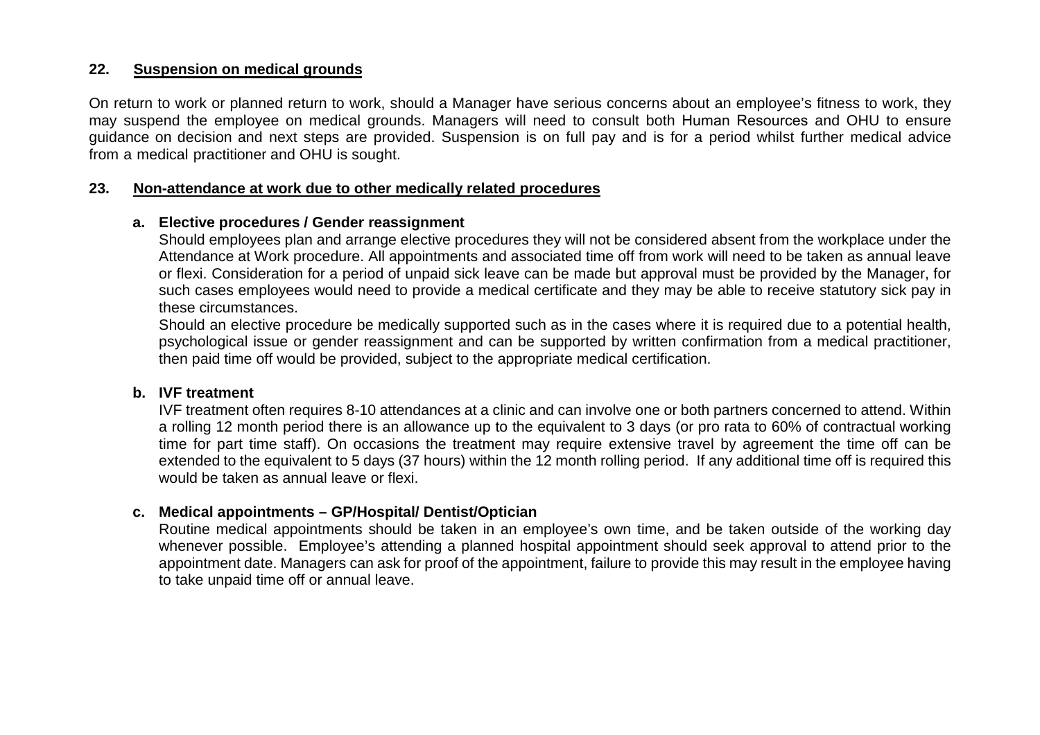## 22. Suspension on medical grounds

On return to work or planned return to work, should a Manager have serious concerns about an employee's fitness to work, they may suspend the employee on medical grounds. Managers will need to consult both Human Resources and OHU to ensure guidance on decision and next steps are provided. Suspension is on full pay and is for a period whilst further medical advice from a medical practitioner and OHU is sought.

## 23. Non-attendance at work due to other medically related procedures

### a. Elective procedures / Gender reassignment

Should employees plan and arrange elective procedures they will not be considered absent from the workplace under the Attendance at Work procedure. All appointments and associated time off from work will need to be taken as annual leave or flexi. Consideration for a period of unpaid sick leave can be made but approval must be provided by the Manager, for such cases employees would need to provide a medical certificate and they may be able to receive statutory sick pay in these circumstances.

Should an elective procedure be medically supported such as in the cases where it is required due to a potential health, psychological issue or gender reassignment and can be supported by written confirmation from a medical practitioner, then paid time off would be provided, subject to the appropriate medical certification.

### b. IVF treatment

IVF treatment often requires 8-10 attendances at a clinic and can involve one or both partners concerned to attend. Within a rolling 12 month period there is an allowance up to the equivalent to 3 days (or pro rata to 60% of contractual working time for part time staff). On occasions the treatment may require extensive travel by agreement the time off can be extended to the equivalent to 5 days (37 hours) within the 12 month rolling period. If any additional time off is required this would be taken as annual leave or flexi.

### c. Medical appointments – GP/Hospital/ Dentist/Optician

Routine medical appointments should be taken in an employee's own time, and be taken outside of the working day whenever possible. Employee's attending a planned hospital appointment should seek approval to attend prior to the appointment date. Managers can ask for proof of the appointment, failure to provide this may result in the employee having to take unpaid time off or annual leave.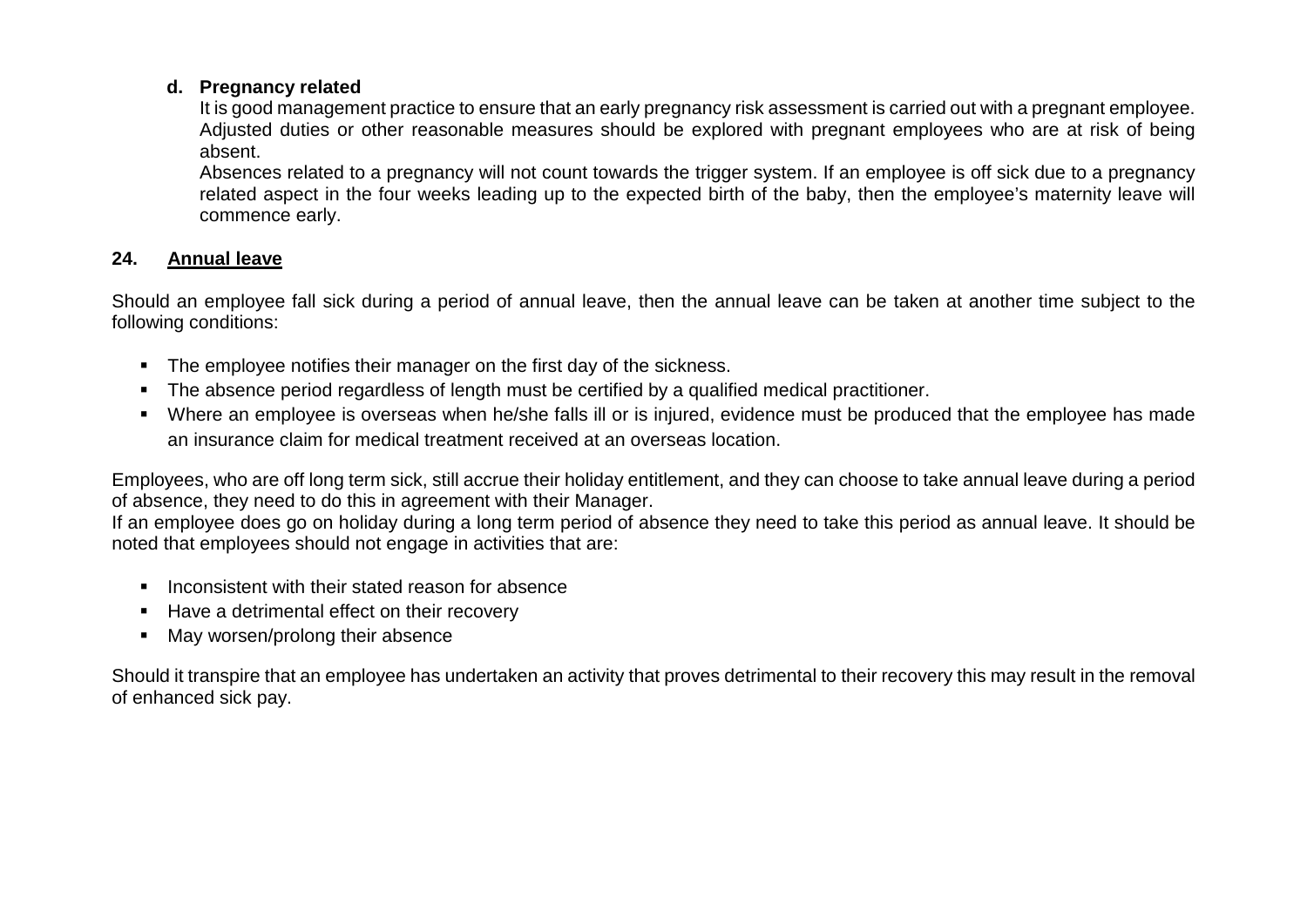**d. Pregnancy related**

It is good management practice to ensure that an early pregnancy risk assessment is carried out with a pregnant employee. Adjusted duties or other reasonable measures should be explored with pregnant employees who are at risk of being absent.

Absences related to a pregnancy will not count towards the trigger system. If an employee is off sick due to a pregnancy related aspect in the four weeks leading up to the expected birth of the baby, then the employee's maternity leave will commence early.

## 24. Annual leave

Should an employee fall sick during a period of annual leave, then the annual leave can be taken at another time subject to the following conditions:

- The employee notifies their manager on the first day of the sickness.
- The absence period regardless of length must be certified by a qualified medical practitioner.
- Where an employee is overseas when he/she falls ill or is injured, evidence must be produced that the employee has made an insurance claim for medical treatment received at an overseas location.

Employees, who are off long term sick, still accrue their holiday entitlement, and they can choose to take annual leave during a period of absence, they need to do this in agreement with their Manager.

If an employee does go on holiday during a long term period of absence they need to take this period as annual leave. It should be noted that employees should not engage in activities that are:

- Inconsistent with their stated reason for absence
- Have a detrimental effect on their recovery
- May worsen/prolong their absence

Should it transpire that an employee has undertaken an activity that proves detrimental to their recovery this may result in the removal of enhanced sick pay.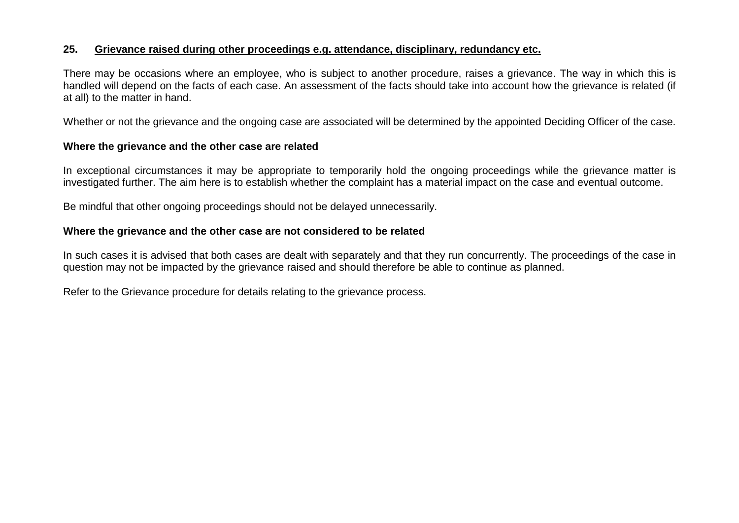## 25. Grievance raised during other proceedings e.g. attendance, disciplinary, redundancy etc.

There may be occasions where an employee, who is subject to another procedure, raises a grievance. The way in which this is handled will depend on the facts of each case. An assessment of the facts should take into account how the grievance is related (if at all) to the matter in hand.

Whether or not the grievance and the ongoing case are associated will be determined by the appointed Deciding Officer of the case.

**Where the grievance and the other case are related**

In exceptional circumstances it may be appropriate to temporarily hold the ongoing proceedings while the grievance matter is investigated further. The aim here is to establish whether the complaint has a material impact on the case and eventual outcome.

Be mindful that other ongoing proceedings should not be delayed unnecessarily.

**Where the grievance and the other case are not considered to be related**

In such cases it is advised that both cases are dealt with separately and that they run concurrently. The proceedings of the case in question may not be impacted by the grievance raised and should therefore be able to continue as planned.

Refer to the Grievance procedure for details relating to the grievance process.